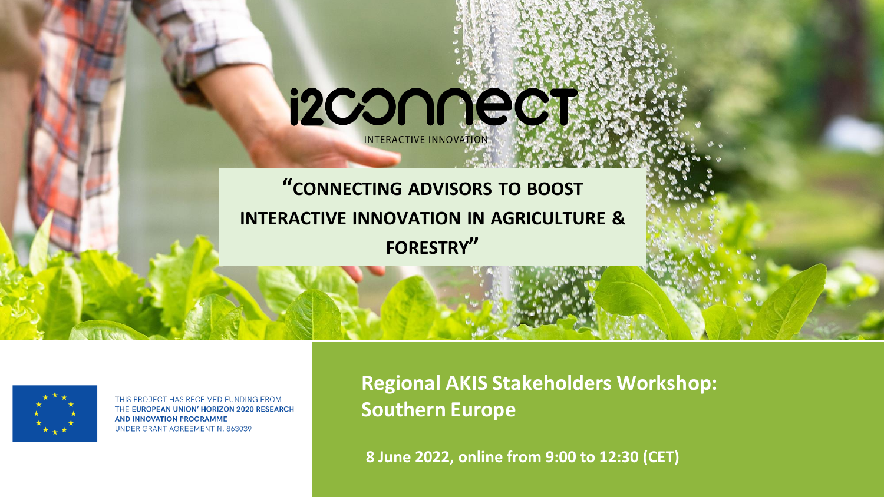# i2connect

INTERACTIVE INNOVATION

## "CONNECTING ADVISORS TO BOOST INTERACTIVE INNOVATION IN AGRICULTURE & FORESTRY"

THIS PROJECT HAS RECEIVED FUNDING FROM THE **EUROPEAN UNION' HORIZON 2020 RESEARCH AND INNOVATION PROGRAMME** UNDER GRANT AGREEMENT N. 863039

**Regional AKIS Stakeholders Workshop: Southern Europe**

**8 June 2022, online from 9:00 to 12:30 (CET)**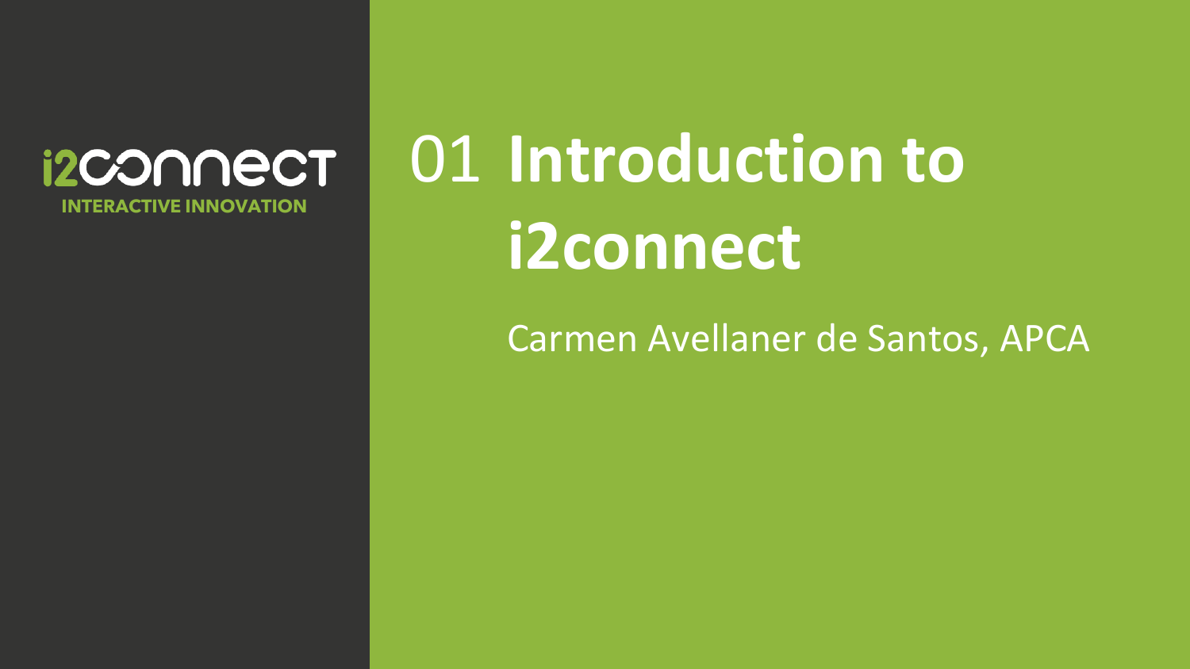i2connect

INTERACTIVE INNOVATION

# 01 Introduction to i2connect

Carmen Avellaner de Santos, APCA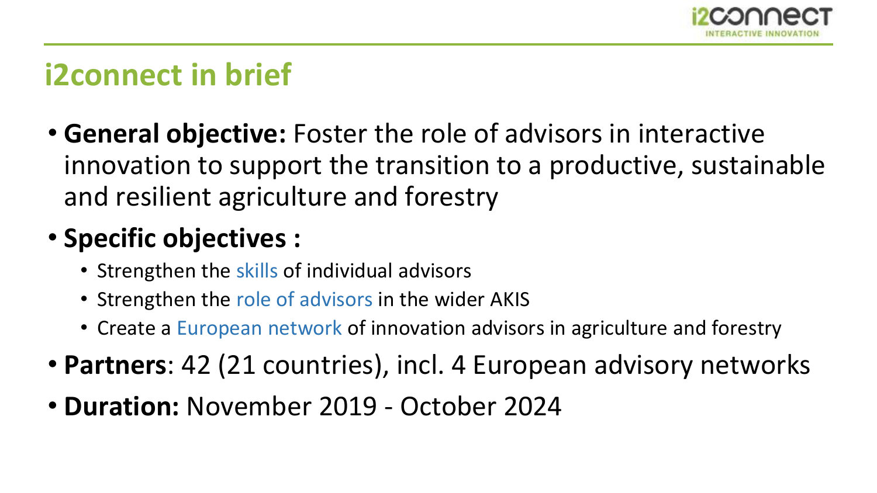# i2connect in brief

- **General objective:** Foster the role of advisors in interactive innovation to support the transition to a productive, sustainable and resilient agriculture and forestry
- **Specific objectives :**
  - Strengthen the skills of individual advisors
  - Strengthen the role of advisors in the wider AKIS
  - Create a European network of innovation advisors in agriculture and forestry
- **Partners**: 42 (21 countries), incl. 4 European advisory networks
- **Duration:** November 2019 - October 2024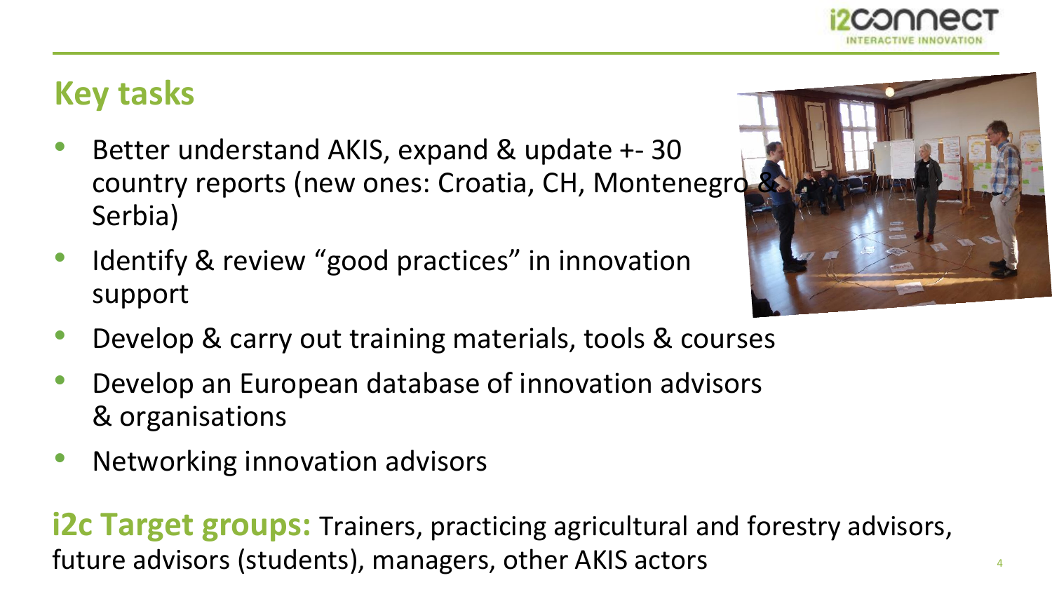## Key tasks

- Better understand AKIS, expand & update +- 30 country reports (new ones: Croatia, CH, Montenegro & Serbia)
- Identify & review "good practices" in innovation support
- Develop & carry out training materials, tools & courses
- Develop an European database of innovation advisors & organisations
- Networking innovation advisors

**i2c Target groups:** Trainers, practicing agricultural and forestry advisors, future advisors (students), managers, other AKIS actors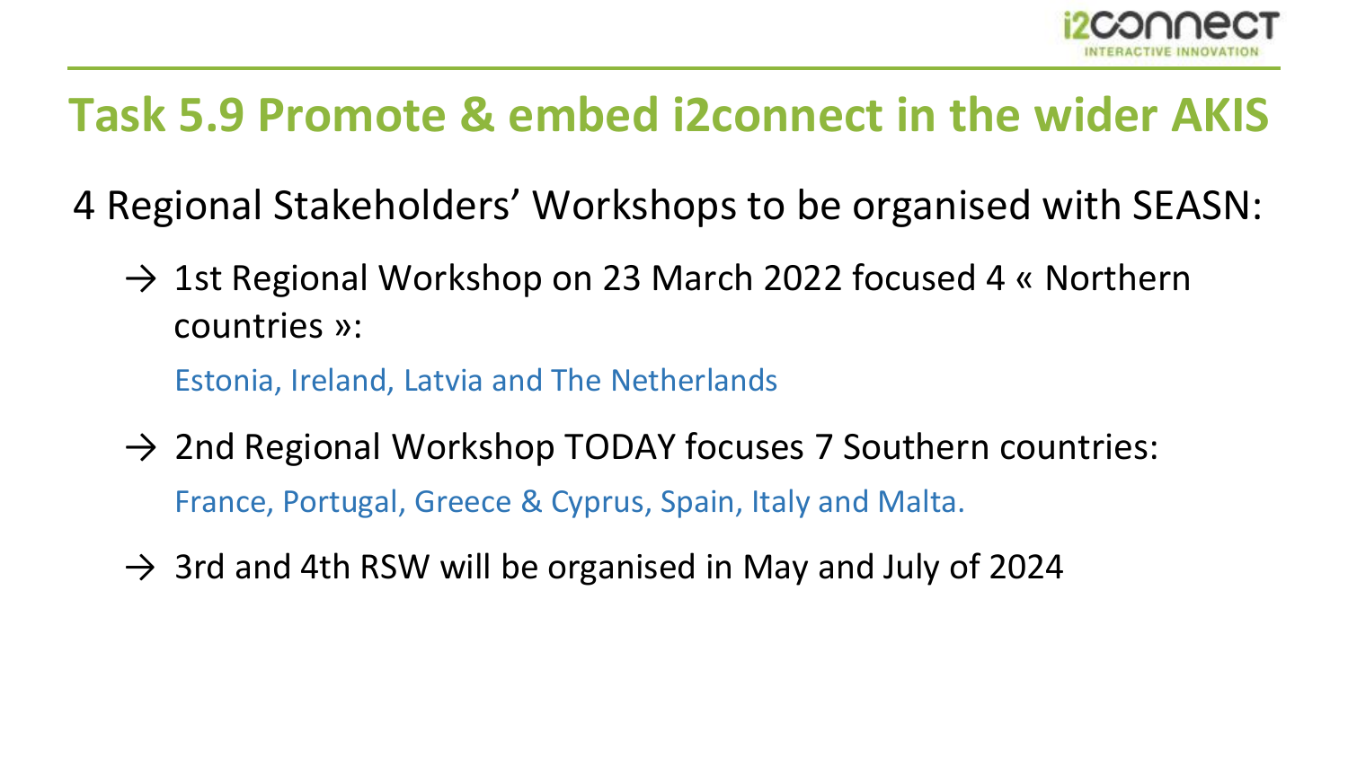# Task 5.9 Promote & embed i2connect in the wider AKIS

4 Regional Stakeholders' Workshops to be organised with SEASN:

→ 1st Regional Workshop on 23 March 2022 focused 4 « Northern countries »:

Estonia, Ireland, Latvia and The Netherlands

→ 2nd Regional Workshop TODAY focuses 7 Southern countries:

France, Portugal, Greece & Cyprus, Spain, Italy and Malta.

→ 3rd and 4th RSW will be organised in May and July of 2024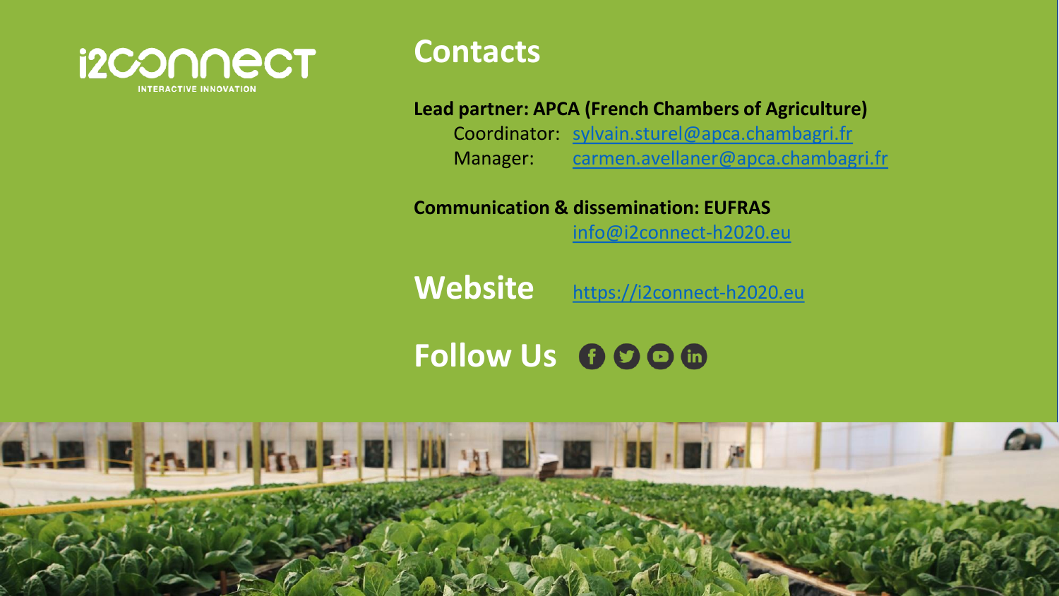i2connect
INTERACTIVE INNOVATION

# Contacts

**Lead partner: APCA (French Chambers of Agriculture)**

Coordinator: sylvain.sturel@apca.chambagri.fr
Manager: carmen.avellaner@apca.chambagri.fr

**Communication & dissemination: EUFRAS**

info@i2connect-h2020.eu

## Website

https://i2connect-h2020.eu

## Follow Us